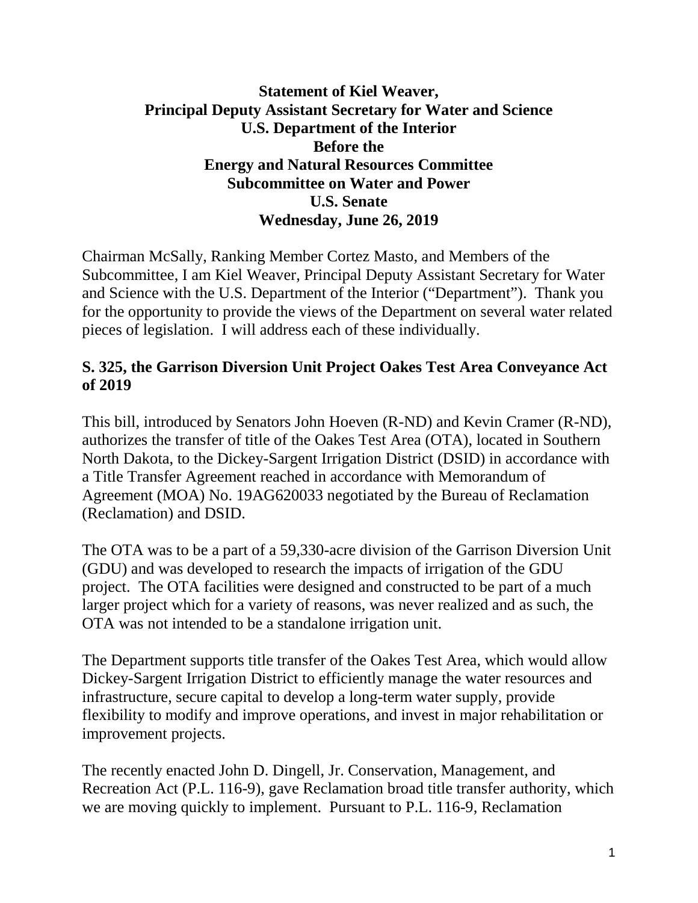**Statement of Kiel Weaver,**
**Principal Deputy Assistant Secretary for Water and Science**
**U.S. Department of the Interior**
**Before the**
**Energy and Natural Resources Committee**
**Subcommittee on Water and Power**
**U.S. Senate**
**Wednesday, June 26, 2019**

Chairman McSally, Ranking Member Cortez Masto, and Members of the Subcommittee, I am Kiel Weaver, Principal Deputy Assistant Secretary for Water and Science with the U.S. Department of the Interior ("Department"). Thank you for the opportunity to provide the views of the Department on several water related pieces of legislation. I will address each of these individually.

## S. 325, the Garrison Diversion Unit Project Oakes Test Area Conveyance Act of 2019

This bill, introduced by Senators John Hoeven (R-ND) and Kevin Cramer (R-ND), authorizes the transfer of title of the Oakes Test Area (OTA), located in Southern North Dakota, to the Dickey-Sargent Irrigation District (DSID) in accordance with a Title Transfer Agreement reached in accordance with Memorandum of Agreement (MOA) No. 19AG620033 negotiated by the Bureau of Reclamation (Reclamation) and DSID.

The OTA was to be a part of a 59,330-acre division of the Garrison Diversion Unit (GDU) and was developed to research the impacts of irrigation of the GDU project. The OTA facilities were designed and constructed to be part of a much larger project which for a variety of reasons, was never realized and as such, the OTA was not intended to be a standalone irrigation unit.

The Department supports title transfer of the Oakes Test Area, which would allow Dickey-Sargent Irrigation District to efficiently manage the water resources and infrastructure, secure capital to develop a long-term water supply, provide flexibility to modify and improve operations, and invest in major rehabilitation or improvement projects.

The recently enacted John D. Dingell, Jr. Conservation, Management, and Recreation Act (P.L. 116-9), gave Reclamation broad title transfer authority, which we are moving quickly to implement. Pursuant to P.L. 116-9, Reclamation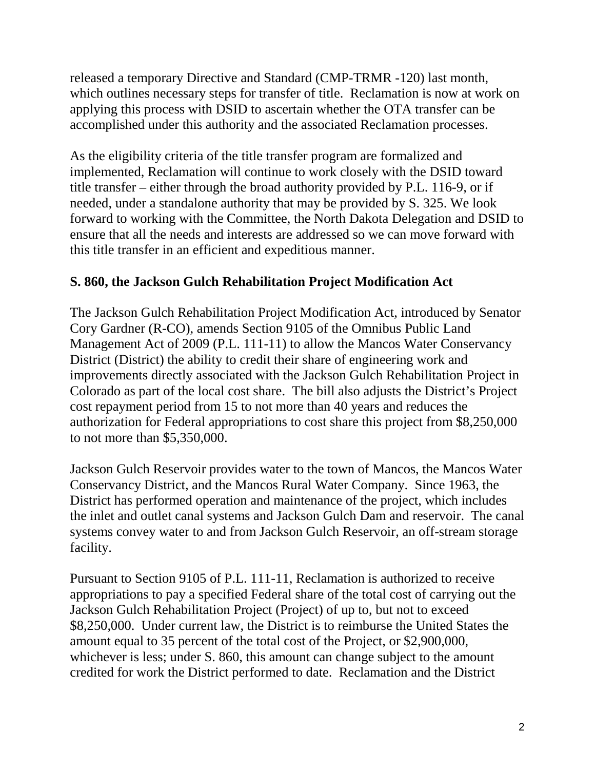released a temporary Directive and Standard (CMP-TRMR -120) last month, which outlines necessary steps for transfer of title. Reclamation is now at work on applying this process with DSID to ascertain whether the OTA transfer can be accomplished under this authority and the associated Reclamation processes.

As the eligibility criteria of the title transfer program are formalized and implemented, Reclamation will continue to work closely with the DSID toward title transfer – either through the broad authority provided by P.L. 116-9, or if needed, under a standalone authority that may be provided by S. 325. We look forward to working with the Committee, the North Dakota Delegation and DSID to ensure that all the needs and interests are addressed so we can move forward with this title transfer in an efficient and expeditious manner.

**S. 860, the Jackson Gulch Rehabilitation Project Modification Act**

The Jackson Gulch Rehabilitation Project Modification Act, introduced by Senator Cory Gardner (R-CO), amends Section 9105 of the Omnibus Public Land Management Act of 2009 (P.L. 111-11) to allow the Mancos Water Conservancy District (District) the ability to credit their share of engineering work and improvements directly associated with the Jackson Gulch Rehabilitation Project in Colorado as part of the local cost share. The bill also adjusts the District's Project cost repayment period from 15 to not more than 40 years and reduces the authorization for Federal appropriations to cost share this project from $8,250,000 to not more than $5,350,000.

Jackson Gulch Reservoir provides water to the town of Mancos, the Mancos Water Conservancy District, and the Mancos Rural Water Company. Since 1963, the District has performed operation and maintenance of the project, which includes the inlet and outlet canal systems and Jackson Gulch Dam and reservoir. The canal systems convey water to and from Jackson Gulch Reservoir, an off-stream storage facility.

Pursuant to Section 9105 of P.L. 111-11, Reclamation is authorized to receive appropriations to pay a specified Federal share of the total cost of carrying out the Jackson Gulch Rehabilitation Project (Project) of up to, but not to exceed $8,250,000. Under current law, the District is to reimburse the United States the amount equal to 35 percent of the total cost of the Project, or $2,900,000, whichever is less; under S. 860, this amount can change subject to the amount credited for work the District performed to date. Reclamation and the District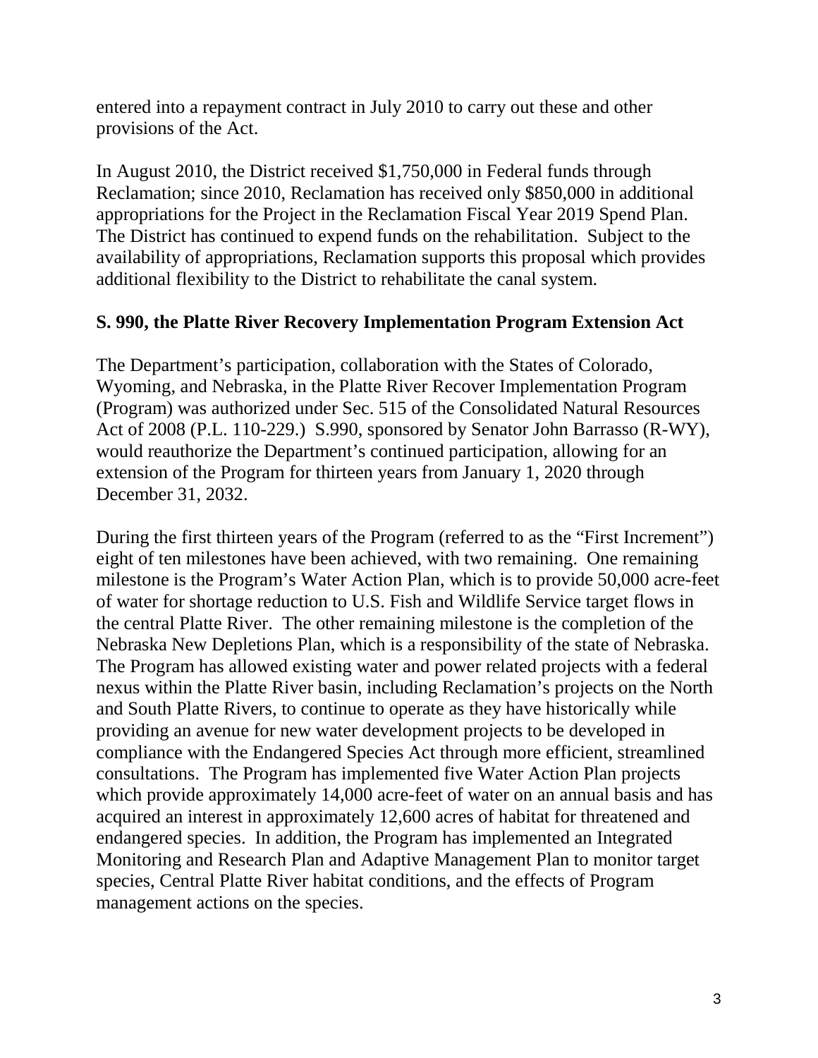entered into a repayment contract in July 2010 to carry out these and other provisions of the Act.

In August 2010, the District received $1,750,000 in Federal funds through Reclamation; since 2010, Reclamation has received only $850,000 in additional appropriations for the Project in the Reclamation Fiscal Year 2019 Spend Plan. The District has continued to expend funds on the rehabilitation. Subject to the availability of appropriations, Reclamation supports this proposal which provides additional flexibility to the District to rehabilitate the canal system.

**S. 990, the Platte River Recovery Implementation Program Extension Act**

The Department's participation, collaboration with the States of Colorado, Wyoming, and Nebraska, in the Platte River Recover Implementation Program (Program) was authorized under Sec. 515 of the Consolidated Natural Resources Act of 2008 (P.L. 110-229.) S.990, sponsored by Senator John Barrasso (R-WY), would reauthorize the Department's continued participation, allowing for an extension of the Program for thirteen years from January 1, 2020 through December 31, 2032.

During the first thirteen years of the Program (referred to as the "First Increment") eight of ten milestones have been achieved, with two remaining. One remaining milestone is the Program's Water Action Plan, which is to provide 50,000 acre-feet of water for shortage reduction to U.S. Fish and Wildlife Service target flows in the central Platte River. The other remaining milestone is the completion of the Nebraska New Depletions Plan, which is a responsibility of the state of Nebraska. The Program has allowed existing water and power related projects with a federal nexus within the Platte River basin, including Reclamation's projects on the North and South Platte Rivers, to continue to operate as they have historically while providing an avenue for new water development projects to be developed in compliance with the Endangered Species Act through more efficient, streamlined consultations. The Program has implemented five Water Action Plan projects which provide approximately 14,000 acre-feet of water on an annual basis and has acquired an interest in approximately 12,600 acres of habitat for threatened and endangered species. In addition, the Program has implemented an Integrated Monitoring and Research Plan and Adaptive Management Plan to monitor target species, Central Platte River habitat conditions, and the effects of Program management actions on the species.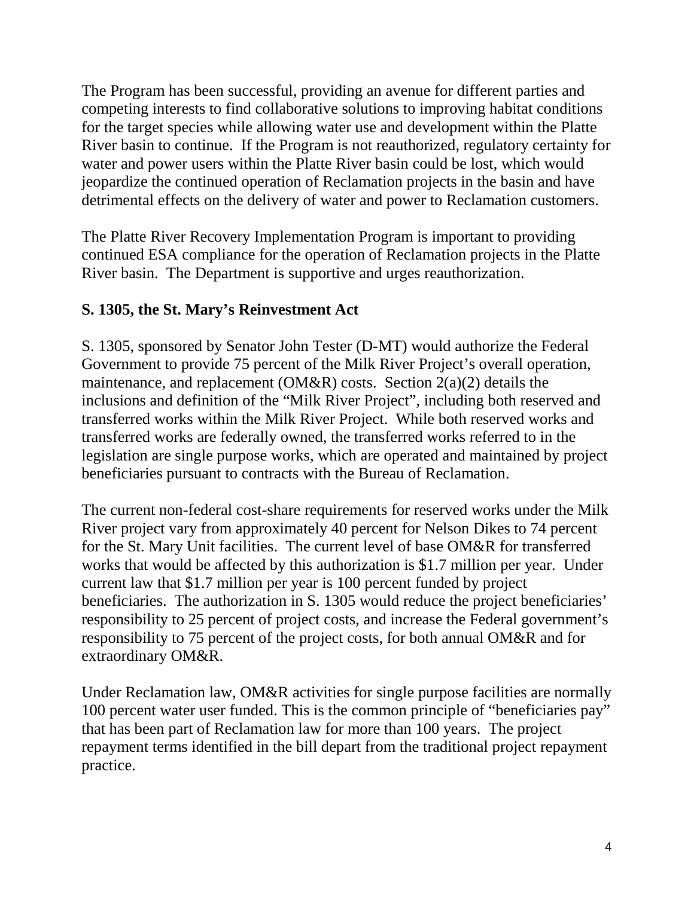The Program has been successful, providing an avenue for different parties and competing interests to find collaborative solutions to improving habitat conditions for the target species while allowing water use and development within the Platte River basin to continue. If the Program is not reauthorized, regulatory certainty for water and power users within the Platte River basin could be lost, which would jeopardize the continued operation of Reclamation projects in the basin and have detrimental effects on the delivery of water and power to Reclamation customers.

The Platte River Recovery Implementation Program is important to providing continued ESA compliance for the operation of Reclamation projects in the Platte River basin. The Department is supportive and urges reauthorization.

**S. 1305, the St. Mary's Reinvestment Act**

S. 1305, sponsored by Senator John Tester (D-MT) would authorize the Federal Government to provide 75 percent of the Milk River Project's overall operation, maintenance, and replacement (OM&R) costs. Section 2(a)(2) details the inclusions and definition of the "Milk River Project", including both reserved and transferred works within the Milk River Project. While both reserved works and transferred works are federally owned, the transferred works referred to in the legislation are single purpose works, which are operated and maintained by project beneficiaries pursuant to contracts with the Bureau of Reclamation.

The current non-federal cost-share requirements for reserved works under the Milk River project vary from approximately 40 percent for Nelson Dikes to 74 percent for the St. Mary Unit facilities. The current level of base OM&R for transferred works that would be affected by this authorization is $1.7 million per year. Under current law that $1.7 million per year is 100 percent funded by project beneficiaries. The authorization in S. 1305 would reduce the project beneficiaries' responsibility to 25 percent of project costs, and increase the Federal government's responsibility to 75 percent of the project costs, for both annual OM&R and for extraordinary OM&R.

Under Reclamation law, OM&R activities for single purpose facilities are normally 100 percent water user funded. This is the common principle of "beneficiaries pay" that has been part of Reclamation law for more than 100 years. The project repayment terms identified in the bill depart from the traditional project repayment practice.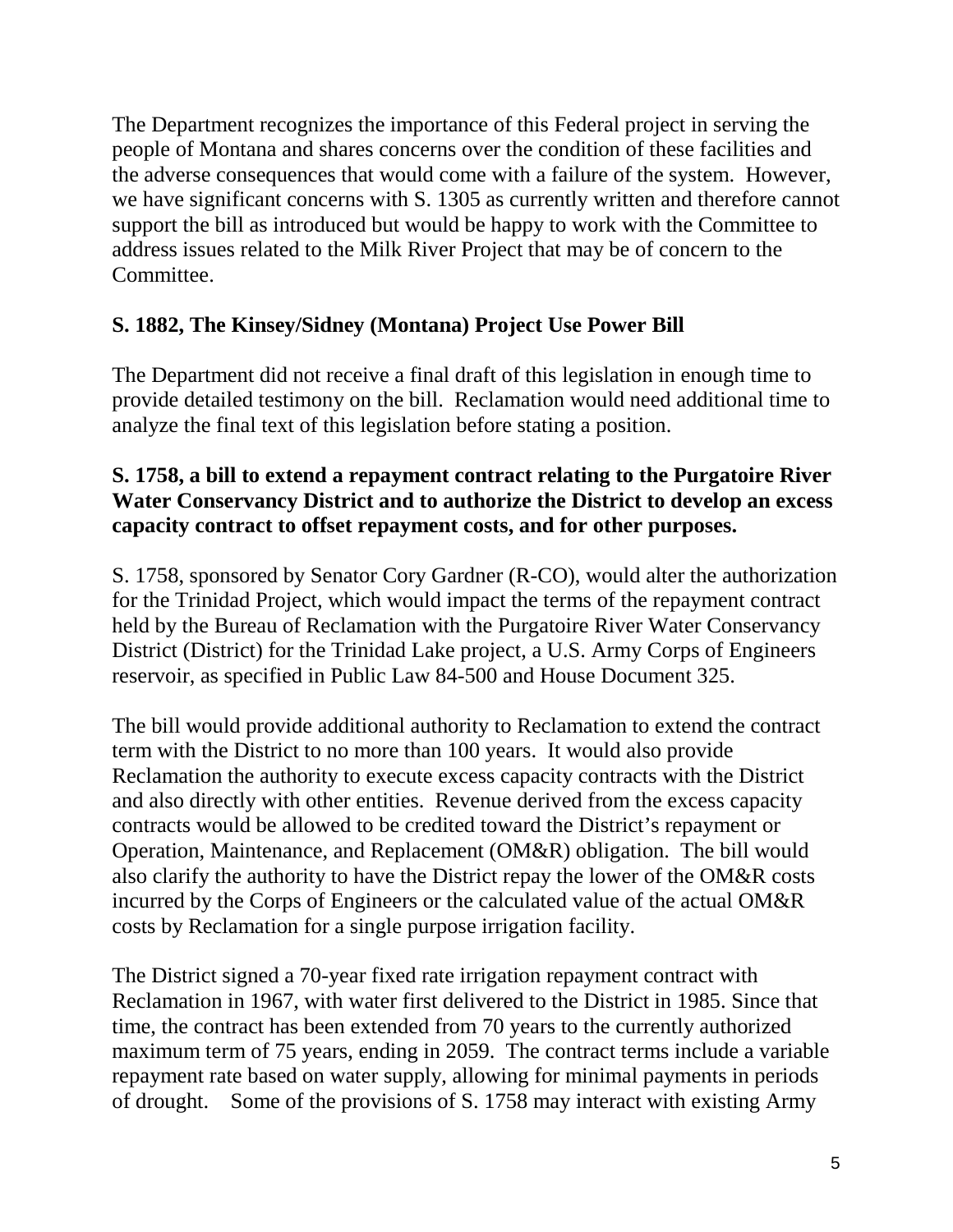The Department recognizes the importance of this Federal project in serving the people of Montana and shares concerns over the condition of these facilities and the adverse consequences that would come with a failure of the system. However, we have significant concerns with S. 1305 as currently written and therefore cannot support the bill as introduced but would be happy to work with the Committee to address issues related to the Milk River Project that may be of concern to the Committee.

**S. 1882, The Kinsey/Sidney (Montana) Project Use Power Bill**

The Department did not receive a final draft of this legislation in enough time to provide detailed testimony on the bill. Reclamation would need additional time to analyze the final text of this legislation before stating a position.

**S. 1758, a bill to extend a repayment contract relating to the Purgatoire River Water Conservancy District and to authorize the District to develop an excess capacity contract to offset repayment costs, and for other purposes.**

S. 1758, sponsored by Senator Cory Gardner (R-CO), would alter the authorization for the Trinidad Project, which would impact the terms of the repayment contract held by the Bureau of Reclamation with the Purgatoire River Water Conservancy District (District) for the Trinidad Lake project, a U.S. Army Corps of Engineers reservoir, as specified in Public Law 84-500 and House Document 325.

The bill would provide additional authority to Reclamation to extend the contract term with the District to no more than 100 years. It would also provide Reclamation the authority to execute excess capacity contracts with the District and also directly with other entities. Revenue derived from the excess capacity contracts would be allowed to be credited toward the District's repayment or Operation, Maintenance, and Replacement (OM&R) obligation. The bill would also clarify the authority to have the District repay the lower of the OM&R costs incurred by the Corps of Engineers or the calculated value of the actual OM&R costs by Reclamation for a single purpose irrigation facility.

The District signed a 70-year fixed rate irrigation repayment contract with Reclamation in 1967, with water first delivered to the District in 1985. Since that time, the contract has been extended from 70 years to the currently authorized maximum term of 75 years, ending in 2059. The contract terms include a variable repayment rate based on water supply, allowing for minimal payments in periods of drought. Some of the provisions of S. 1758 may interact with existing Army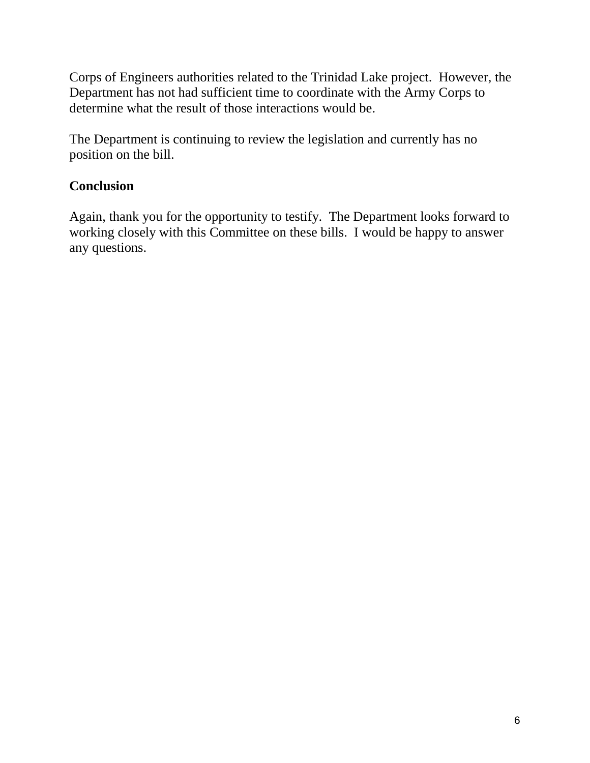Corps of Engineers authorities related to the Trinidad Lake project. However, the Department has not had sufficient time to coordinate with the Army Corps to determine what the result of those interactions would be.

The Department is continuing to review the legislation and currently has no position on the bill.

**Conclusion**

Again, thank you for the opportunity to testify. The Department looks forward to working closely with this Committee on these bills. I would be happy to answer any questions.